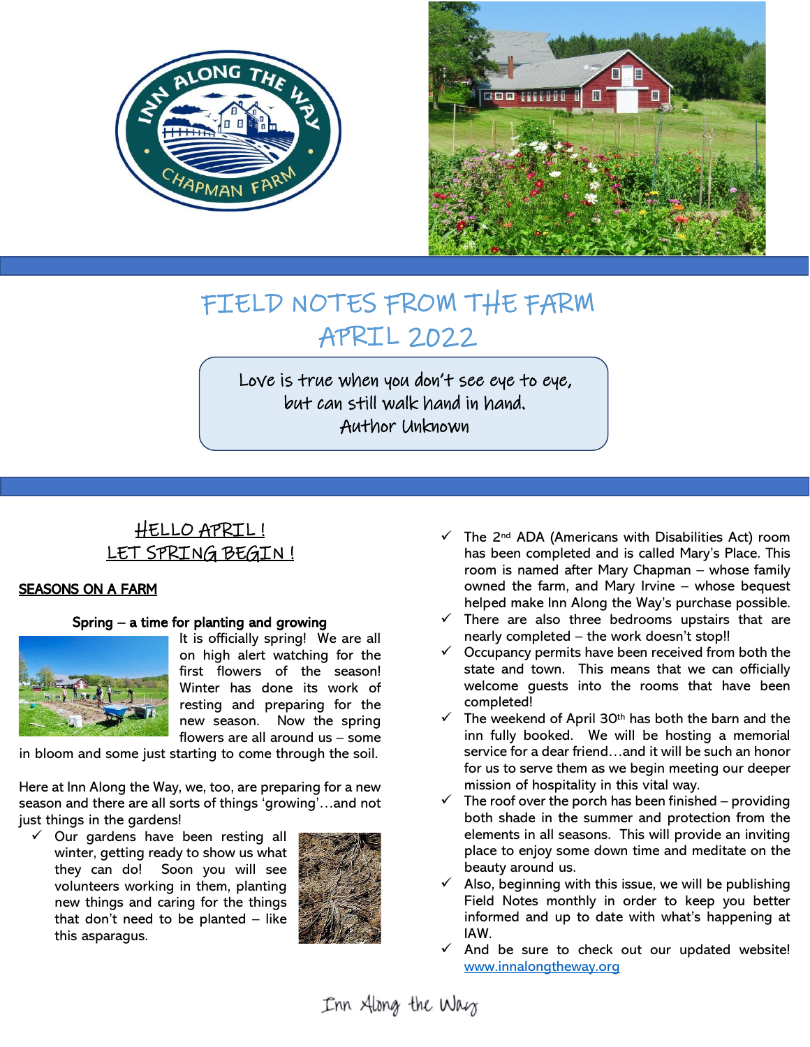# FIELD NOTES FROM THE FARM
# APRIL 2022

> Love is true when you don't see eye to eye,
> but can still walk hand in hand.
> Author Unknown

## HELLO APRIL ! LET SPRING BEGIN !

### SEASONS ON A FARM

**Spring – a time for planting and growing**

It is officially spring! We are all on high alert watching for the first flowers of the season! Winter has done its work of resting and preparing for the new season. Now the spring flowers are all around us – some in bloom and some just starting to come through the soil.

Here at Inn Along the Way, we, too, are preparing for a new season and there are all sorts of things 'growing'…and not just things in the gardens!

- ✓ Our gardens have been resting all winter, getting ready to show us what they can do! Soon you will see volunteers working in them, planting new things and caring for the things that don't need to be planted – like this asparagus.
- ✓ The 2nd ADA (Americans with Disabilities Act) room has been completed and is called Mary's Place. This room is named after Mary Chapman – whose family owned the farm, and Mary Irvine – whose bequest helped make Inn Along the Way's purchase possible.
- ✓ There are also three bedrooms upstairs that are nearly completed – the work doesn't stop!!
- ✓ Occupancy permits have been received from both the state and town. This means that we can officially welcome guests into the rooms that have been completed!
- ✓ The weekend of April 30th has both the barn and the inn fully booked. We will be hosting a memorial service for a dear friend…and it will be such an honor for us to serve them as we begin meeting our deeper mission of hospitality in this vital way.
- ✓ The roof over the porch has been finished – providing both shade in the summer and protection from the elements in all seasons. This will provide an inviting place to enjoy some down time and meditate on the beauty around us.
- ✓ Also, beginning with this issue, we will be publishing Field Notes monthly in order to keep you better informed and up to date with what's happening at IAW.
- ✓ And be sure to check out our updated website! www.innalongtheway.org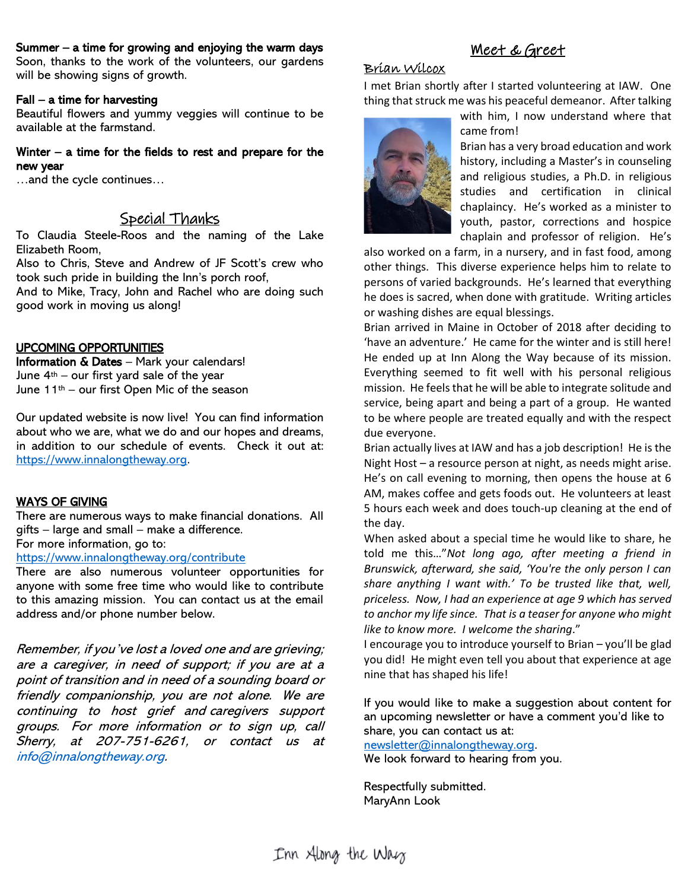**Summer – a time for growing and enjoying the warm days**
Soon, thanks to the work of the volunteers, our gardens will be showing signs of growth.

**Fall – a time for harvesting**
Beautiful flowers and yummy veggies will continue to be available at the farmstand.

**Winter – a time for the fields to rest and prepare for the new year**
…and the cycle continues…

## Special Thanks

To Claudia Steele-Roos and the naming of the Lake Elizabeth Room,
Also to Chris, Steve and Andrew of JF Scott's crew who took such pride in building the Inn's porch roof,
And to Mike, Tracy, John and Rachel who are doing such good work in moving us along!

## UPCOMING OPPORTUNITIES

**Information & Dates** – Mark your calendars!
June 4th – our first yard sale of the year
June 11th – our first Open Mic of the season

Our updated website is now live! You can find information about who we are, what we do and our hopes and dreams, in addition to our schedule of events. Check it out at: https://www.innalongtheway.org.

## WAYS OF GIVING

There are numerous ways to make financial donations. All gifts – large and small – make a difference.
For more information, go to:
https://www.innalongtheway.org/contribute
There are also numerous volunteer opportunities for anyone with some free time who would like to contribute to this amazing mission. You can contact us at the email address and/or phone number below.

*Remember, if you've lost a loved one and are grieving; are a caregiver, in need of support; if you are at a point of transition and in need of a sounding board or friendly companionship, you are not alone. We are continuing to host grief and caregivers support groups. For more information or to sign up, call Sherry, at 207-751-6261, or contact us at info@innalongtheway.org.*

## Meet & Greet

### Brian Wilcox

I met Brian shortly after I started volunteering at IAW. One thing that struck me was his peaceful demeanor. After talking with him, I now understand where that came from!
Brian has a very broad education and work history, including a Master's in counseling and religious studies, a Ph.D. in religious studies and certification in clinical chaplaincy. He's worked as a minister to youth, pastor, corrections and hospice chaplain and professor of religion. He's also worked on a farm, in a nursery, and in fast food, among other things. This diverse experience helps him to relate to persons of varied backgrounds. He's learned that everything he does is sacred, when done with gratitude. Writing articles or washing dishes are equal blessings.
Brian arrived in Maine in October of 2018 after deciding to 'have an adventure.' He came for the winter and is still here! He ended up at Inn Along the Way because of its mission. Everything seemed to fit well with his personal religious mission. He feels that he will be able to integrate solitude and service, being apart and being a part of a group. He wanted to be where people are treated equally and with the respect due everyone.
Brian actually lives at IAW and has a job description! He is the Night Host – a resource person at night, as needs might arise. He's on call evening to morning, then opens the house at 6 AM, makes coffee and gets foods out. He volunteers at least 5 hours each week and does touch-up cleaning at the end of the day.
When asked about a special time he would like to share, he told me this…"*Not long ago, after meeting a friend in Brunswick, afterward, she said, 'You're the only person I can share anything I want with.' To be trusted like that, well, priceless. Now, I had an experience at age 9 which has served to anchor my life since. That is a teaser for anyone who might like to know more. I welcome the sharing*."
I encourage you to introduce yourself to Brian – you'll be glad you did! He might even tell you about that experience at age nine that has shaped his life!

If you would like to make a suggestion about content for an upcoming newsletter or have a comment you'd like to share, you can contact us at:
newsletter@innalongtheway.org.
We look forward to hearing from you.

Respectfully submitted.
MaryAnn Look